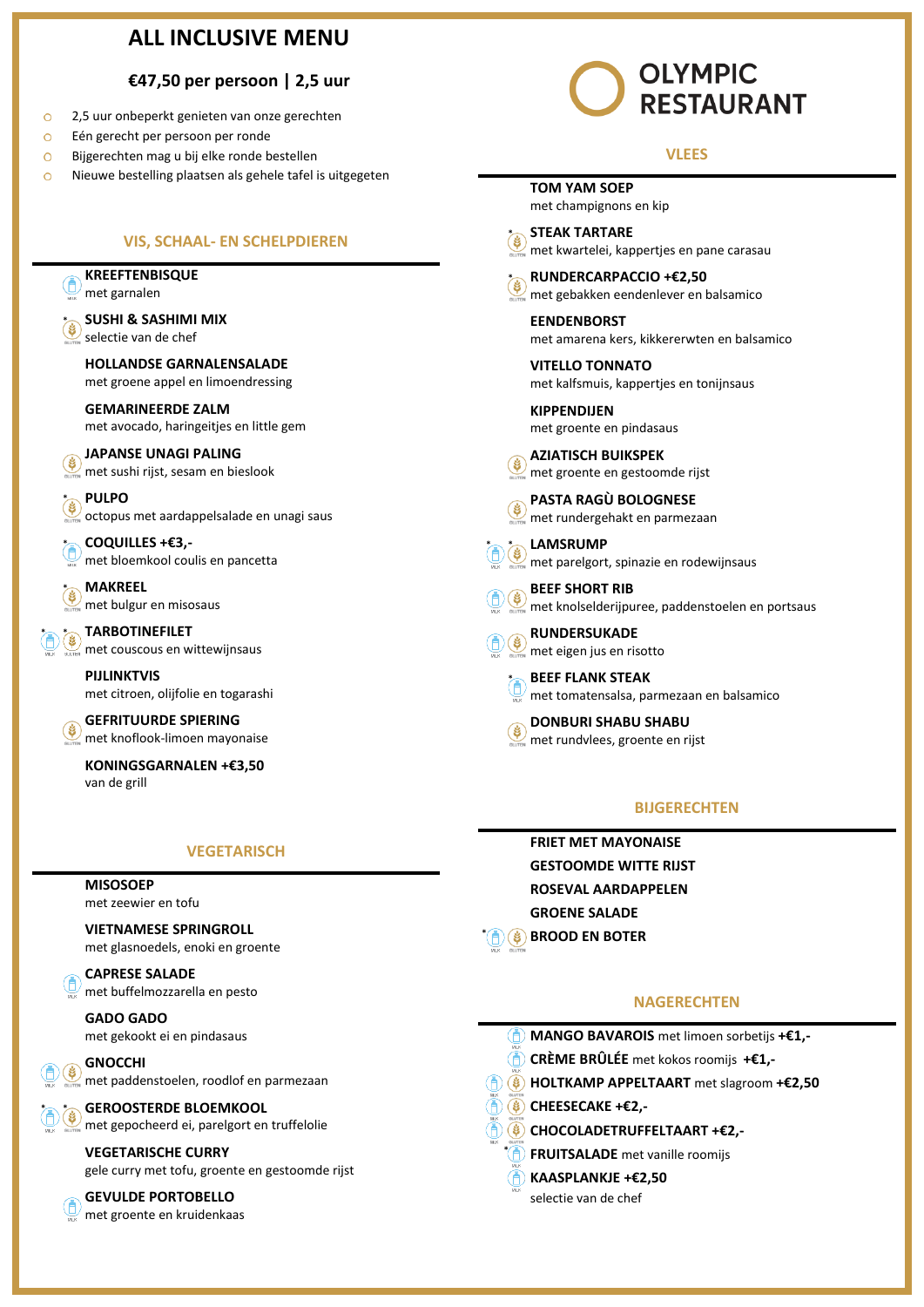# ALL INCLUSIVE MENU

**€47,50 per persoon | 2,5 uur**

- 2,5 uur onbeperkt genieten van onze gerechten
- Eén gerecht per persoon per ronde
- Bijgerechten mag u bij elke ronde bestellen
- Nieuwe bestelling plaatsen als gehele tafel is uitgegeten

## VIS, SCHAAL- EN SCHELPDIEREN

**KREEFTENBISQUE**
met garnalen

**SUSHI & SASHIMI MIX**
selectie van de chef

**HOLLANDSE GARNALENSALADE**
met groene appel en limoendressing

**GEMARINEERDE ZALM**
met avocado, haringeitjes en little gem

**JAPANSE UNAGI PALING**
met sushi rijst, sesam en bieslook

**PULPO**
octopus met aardappelsalade en unagi saus

**COQUILLES +€3,-**
met bloemkool coulis en pancetta

**MAKREEL**
met bulgur en misosaus

**TARBOTINEFILET**
met couscous en wittewijnsaus

**PIJLINKTVIS**
met citroen, olijfolie en togarashi

**GEFRITUURDE SPIERING**
met knoflook-limoen mayonaise

**KONINGSGARNALEN +€3,50**
van de grill

## VEGETARISCH

**MISOSOEP**
met zeewier en tofu

**VIETNAMESE SPRINGROLL**
met glasnoedels, enoki en groente

**CAPRESE SALADE**
met buffelmozzarella en pesto

**GADO GADO**
met gekookt ei en pindasaus

**GNOCCHI**
met paddenstoelen, roodlof en parmezaan

**GEROOSTERDE BLOEMKOOL**
met gepocheerd ei, parelgort en truffelolie

**VEGETARISCHE CURRY**
gele curry met tofu, groente en gestoomde rijst

**GEVULDE PORTOBELLO**
met groente en kruidenkaas

# OLYMPIC RESTAURANT

## VLEES

**TOM YAM SOEP**
met champignons en kip

**STEAK TARTARE**
met kwartelei, kappertjes en pane carasau

**RUNDERCARPACCIO +€2,50**
met gebakken eendenlever en balsamico

**EENDENBORST**
met amarena kers, kikkererwten en balsamico

**VITELLO TONNATO**
met kalfsmuis, kappertjes en tonijnsaus

**KIPPENDIJEN**
met groente en pindasaus

**AZIATISCH BUIKSPEK**
met groente en gestoomde rijst

**PASTA RAGÙ BOLOGNESE**
met rundergehakt en parmezaan

**LAMSRUMP**
met parelgort, spinazie en rodewijnsaus

**BEEF SHORT RIB**
met knolselderijpuree, paddenstoelen en portsaus

**RUNDERSUKADE**
met eigen jus en risotto

**BEEF FLANK STEAK**
met tomatensalsa, parmezaan en balsamico

**DONBURI SHABU SHABU**
met rundvlees, groente en rijst

## BIJGERECHTEN

**FRIET MET MAYONAISE**
**GESTOOMDE WITTE RIJST**
**ROSEVAL AARDAPPELEN**
**GROENE SALADE**
**BROOD EN BOTER**

## NAGERECHTEN

**MANGO BAVAROIS** met limoen sorbetijs **+€1,-**
**CRÈME BRÛLÉE** met kokos roomijs **+€1,-**
**HOLTKAMP APPELTAART** met slagroom **+€2,50**
**CHEESECAKE +€2,-**
**CHOCOLADETRUFFELTAART +€2,-**
**FRUITSALADE** met vanille roomijs
**KAASPLANKJE +€2,50**
selectie van de chef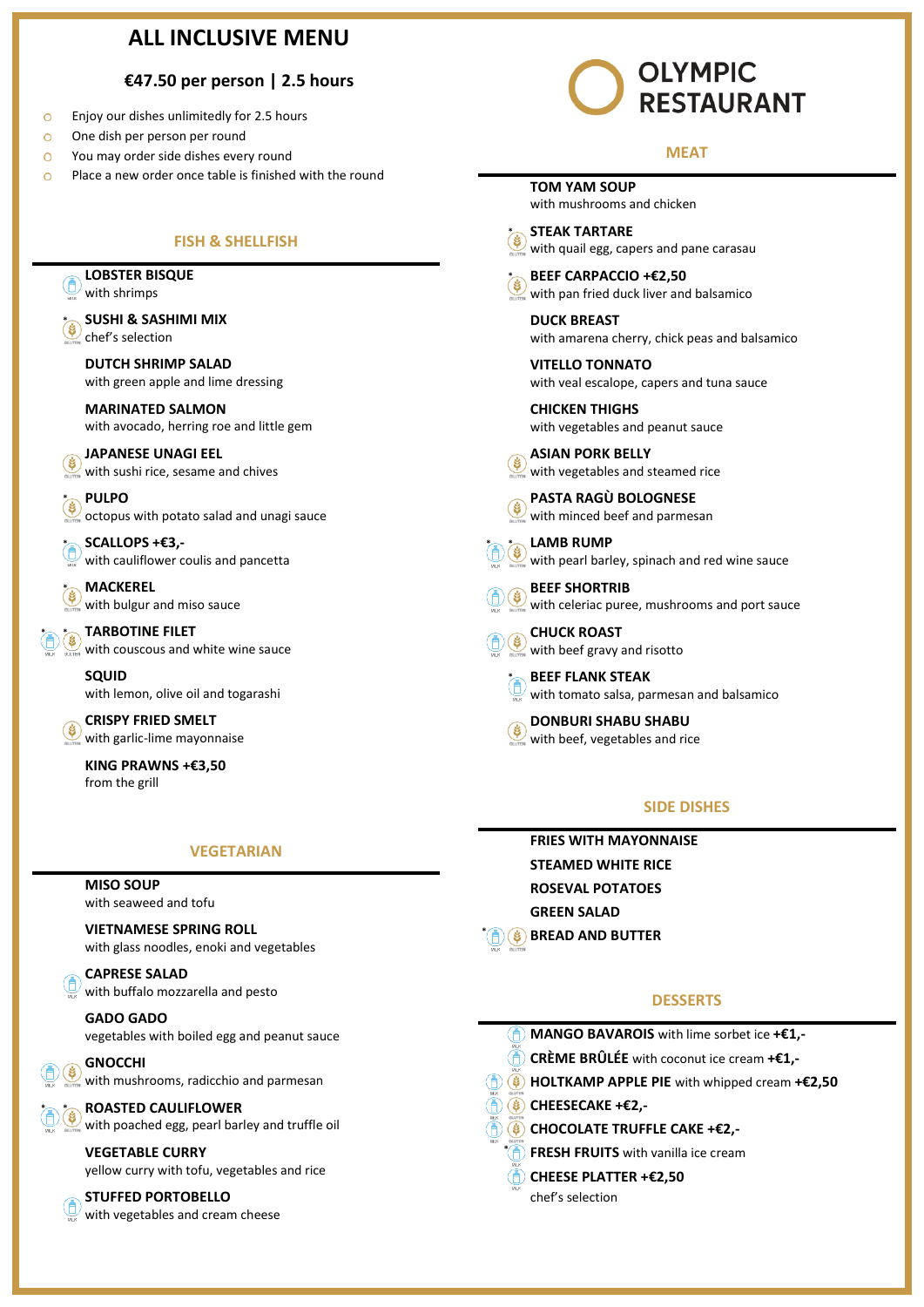# ALL INCLUSIVE MENU

## €47.50 per person | 2.5 hours

- Enjoy our dishes unlimitedly for 2.5 hours
- One dish per person per round
- You may order side dishes every round
- Place a new order once table is finished with the round

## FISH & SHELLFISH

**LOBSTER BISQUE**
with shrimps

**SUSHI & SASHIMI MIX**
chef's selection

**DUTCH SHRIMP SALAD**
with green apple and lime dressing

**MARINATED SALMON**
with avocado, herring roe and little gem

**JAPANESE UNAGI EEL**
with sushi rice, sesame and chives

**PULPO**
octopus with potato salad and unagi sauce

**SCALLOPS +€3,-**
with cauliflower coulis and pancetta

**MACKEREL**
with bulgur and miso sauce

**TARBOTINE FILET**
with couscous and white wine sauce

**SQUID**
with lemon, olive oil and togarashi

**CRISPY FRIED SMELT**
with garlic-lime mayonnaise

**KING PRAWNS +€3,50**
from the grill

## VEGETARIAN

**MISO SOUP**
with seaweed and tofu

**VIETNAMESE SPRING ROLL**
with glass noodles, enoki and vegetables

**CAPRESE SALAD**
with buffalo mozzarella and pesto

**GADO GADO**
vegetables with boiled egg and peanut sauce

**GNOCCHI**
with mushrooms, radicchio and parmesan

**ROASTED CAULIFLOWER**
with poached egg, pearl barley and truffle oil

**VEGETABLE CURRY**
yellow curry with tofu, vegetables and rice

**STUFFED PORTOBELLO**
with vegetables and cream cheese

# OLYMPIC RESTAURANT

## MEAT

**TOM YAM SOUP**
with mushrooms and chicken

**STEAK TARTARE**
with quail egg, capers and pane carasau

**BEEF CARPACCIO +€2,50**
with pan fried duck liver and balsamico

**DUCK BREAST**
with amarena cherry, chick peas and balsamico

**VITELLO TONNATO**
with veal escalope, capers and tuna sauce

**CHICKEN THIGHS**
with vegetables and peanut sauce

**ASIAN PORK BELLY**
with vegetables and steamed rice

**PASTA RAGÙ BOLOGNESE**
with minced beef and parmesan

**LAMB RUMP**
with pearl barley, spinach and red wine sauce

**BEEF SHORTRIB**
with celeriac puree, mushrooms and port sauce

**CHUCK ROAST**
with beef gravy and risotto

**BEEF FLANK STEAK**
with tomato salsa, parmesan and balsamico

**DONBURI SHABU SHABU**
with beef, vegetables and rice

## SIDE DISHES

**FRIES WITH MAYONNAISE**
**STEAMED WHITE RICE**
**ROSEVAL POTATOES**
**GREEN SALAD**
**BREAD AND BUTTER**

## DESSERTS

**MANGO BAVAROIS** with lime sorbet ice **+€1,-**
**CRÈME BRÛLÉE** with coconut ice cream **+€1,-**
**HOLTKAMP APPLE PIE** with whipped cream **+€2,50**
**CHEESECAKE +€2,-**
**CHOCOLATE TRUFFLE CAKE +€2,-**
**FRESH FRUITS** with vanilla ice cream
**CHEESE PLATTER +€2,50**
chef's selection